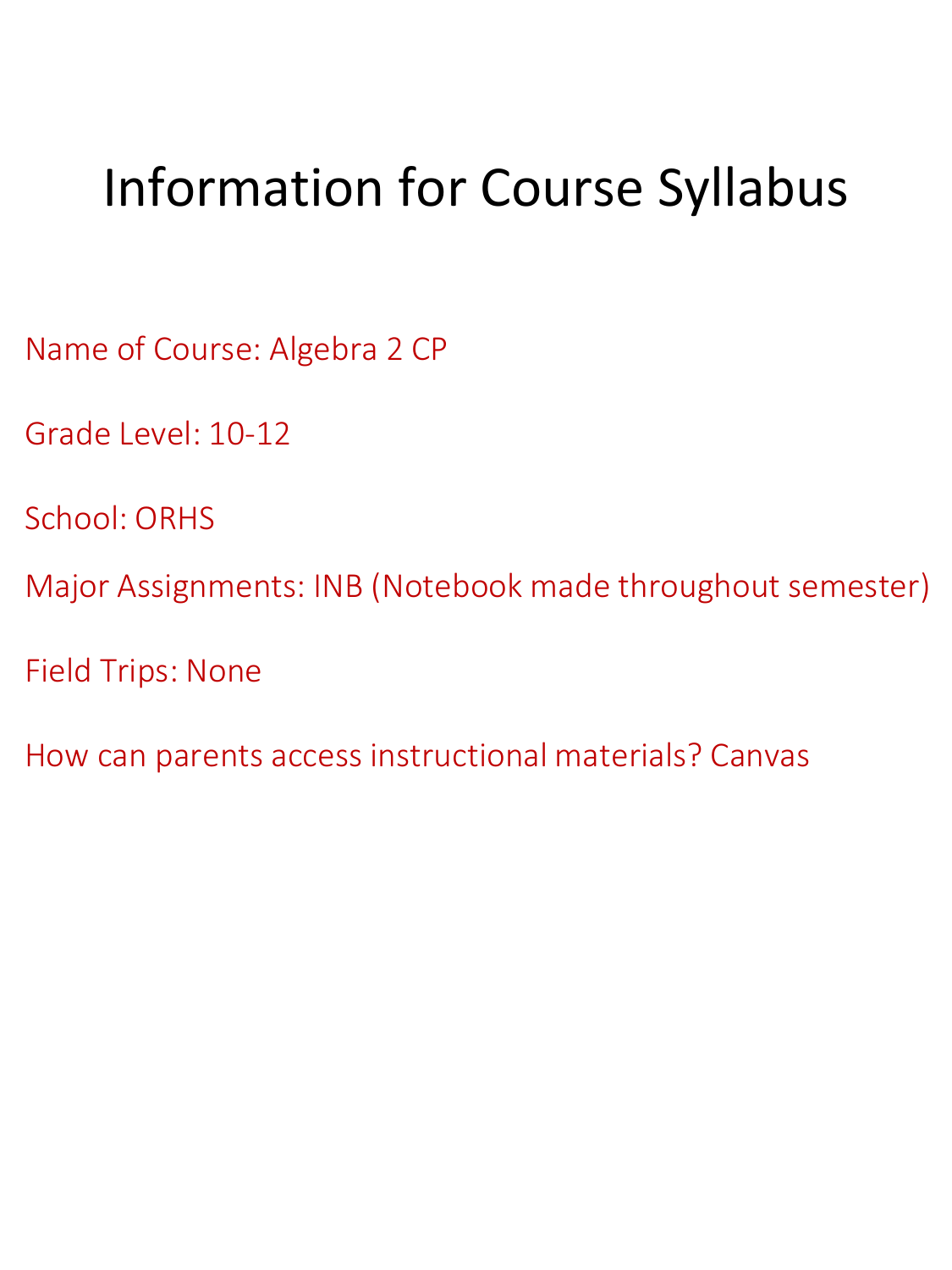# Information for Course Syllabus

Name of Course: Algebra 2 CP

Grade Level: 10-12

School: ORHS

Major Assignments: INB (Notebook made throughout semester)

Field Trips: None

How can parents access instructional materials? Canvas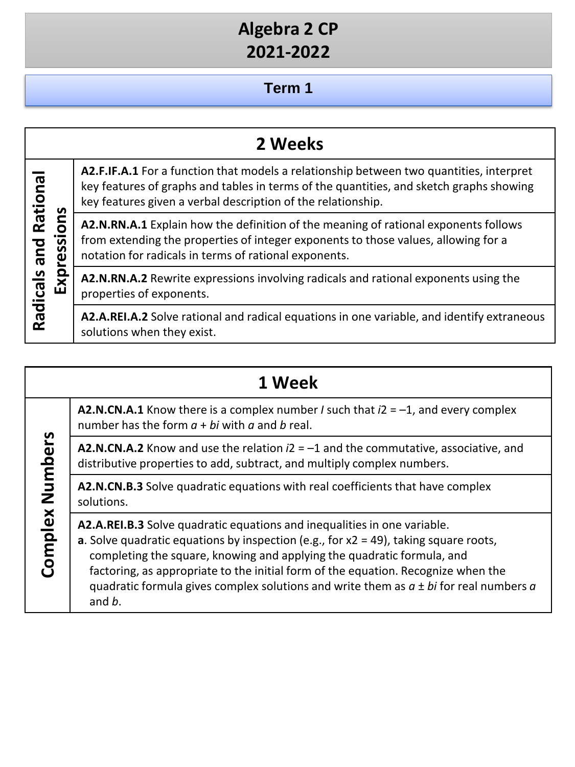# Algebra 2 CP
# 2021-2022

## Term 1

| 2 Weeks | |
|---|---|
| **Radicals and Rational Expressions** | **A2.F.IF.A.1** For a function that models a relationship between two quantities, interpret key features of graphs and tables in terms of the quantities, and sketch graphs showing key features given a verbal description of the relationship. |
| | **A2.N.RN.A.1** Explain how the definition of the meaning of rational exponents follows from extending the properties of integer exponents to those values, allowing for a notation for radicals in terms of rational exponents. |
| | **A2.N.RN.A.2** Rewrite expressions involving radicals and rational exponents using the properties of exponents. |
| | **A2.A.REI.A.2** Solve rational and radical equations in one variable, and identify extraneous solutions when they exist. |

| 1 Week | |
|---|---|
| **Complex Numbers** | **A2.N.CN.A.1** Know there is a complex number *I* such that *i*2 = –1, and every complex number has the form *a* + *bi* with *a* and *b* real. |
| | **A2.N.CN.A.2** Know and use the relation *i*2 = –1 and the commutative, associative, and distributive properties to add, subtract, and multiply complex numbers. |
| | **A2.N.CN.B.3** Solve quadratic equations with real coefficients that have complex solutions. |
| | **A2.A.REI.B.3** Solve quadratic equations and inequalities in one variable. **a**. Solve quadratic equations by inspection (e.g., for x2 = 49), taking square roots, completing the square, knowing and applying the quadratic formula, and factoring, as appropriate to the initial form of the equation. Recognize when the quadratic formula gives complex solutions and write them as *a* ± *bi* for real numbers *a* and *b*. |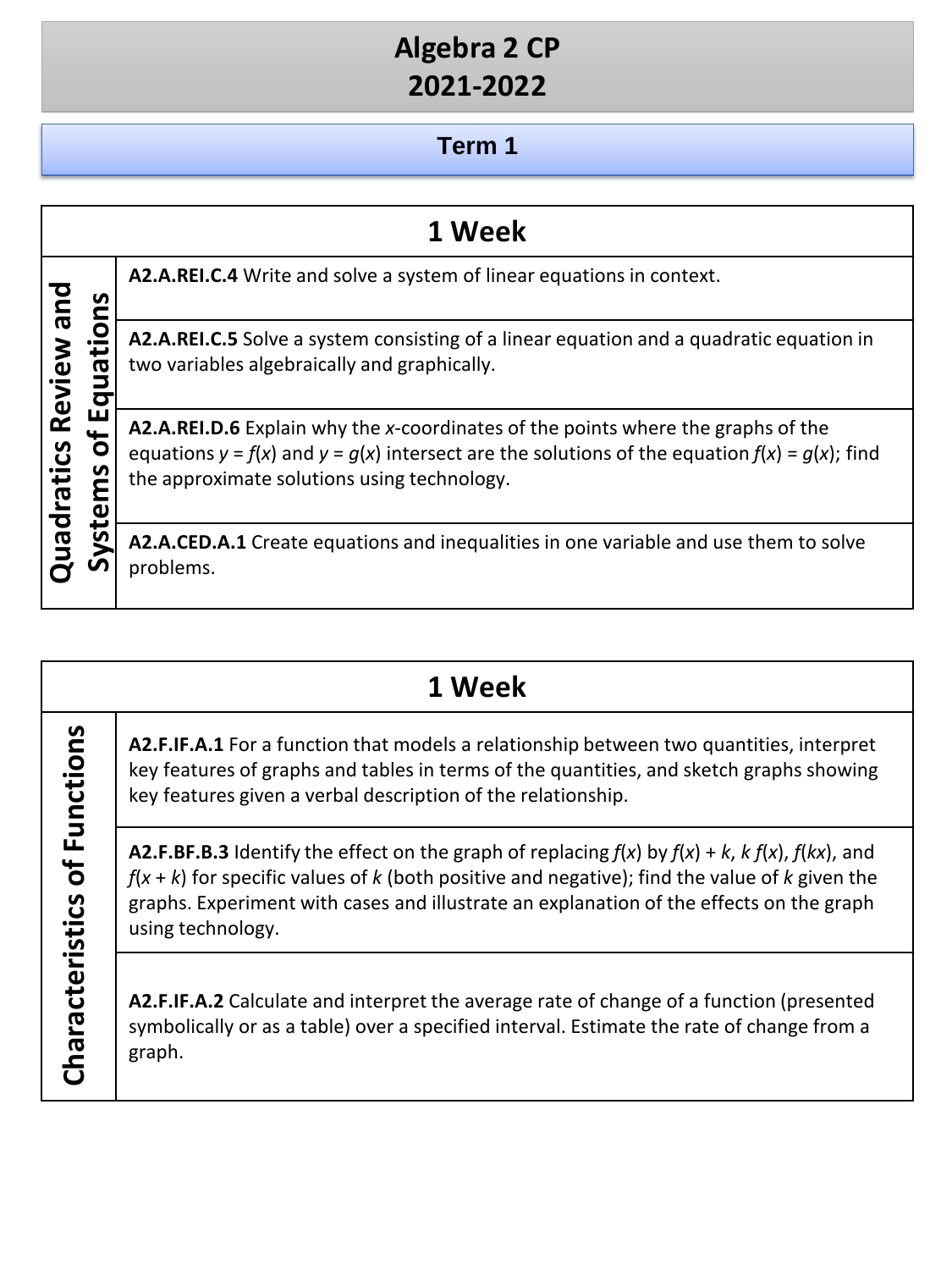# Algebra 2 CP
# 2021-2022

## Term 1

| 1 Week | |
|---|---|
| **Quadratics Review and Systems of Equations** | **A2.A.REI.C.4** Write and solve a system of linear equations in context. |
| | **A2.A.REI.C.5** Solve a system consisting of a linear equation and a quadratic equation in two variables algebraically and graphically. |
| | **A2.A.REI.D.6** Explain why the $x$-coordinates of the points where the graphs of the equations $y = f(x)$ and $y = g(x)$ intersect are the solutions of the equation $f(x) = g(x)$; find the approximate solutions using technology. |
| | **A2.A.CED.A.1** Create equations and inequalities in one variable and use them to solve problems. |

| 1 Week | |
|---|---|
| **Characteristics of Functions** | **A2.F.IF.A.1** For a function that models a relationship between two quantities, interpret key features of graphs and tables in terms of the quantities, and sketch graphs showing key features given a verbal description of the relationship. |
| | **A2.F.BF.B.3** Identify the effect on the graph of replacing $f(x)$ by $f(x) + k$, $k\,f(x)$, $f(kx)$, and $f(x + k)$ for specific values of $k$ (both positive and negative); find the value of $k$ given the graphs. Experiment with cases and illustrate an explanation of the effects on the graph using technology. |
| | **A2.F.IF.A.2** Calculate and interpret the average rate of change of a function (presented symbolically or as a table) over a specified interval. Estimate the rate of change from a graph. |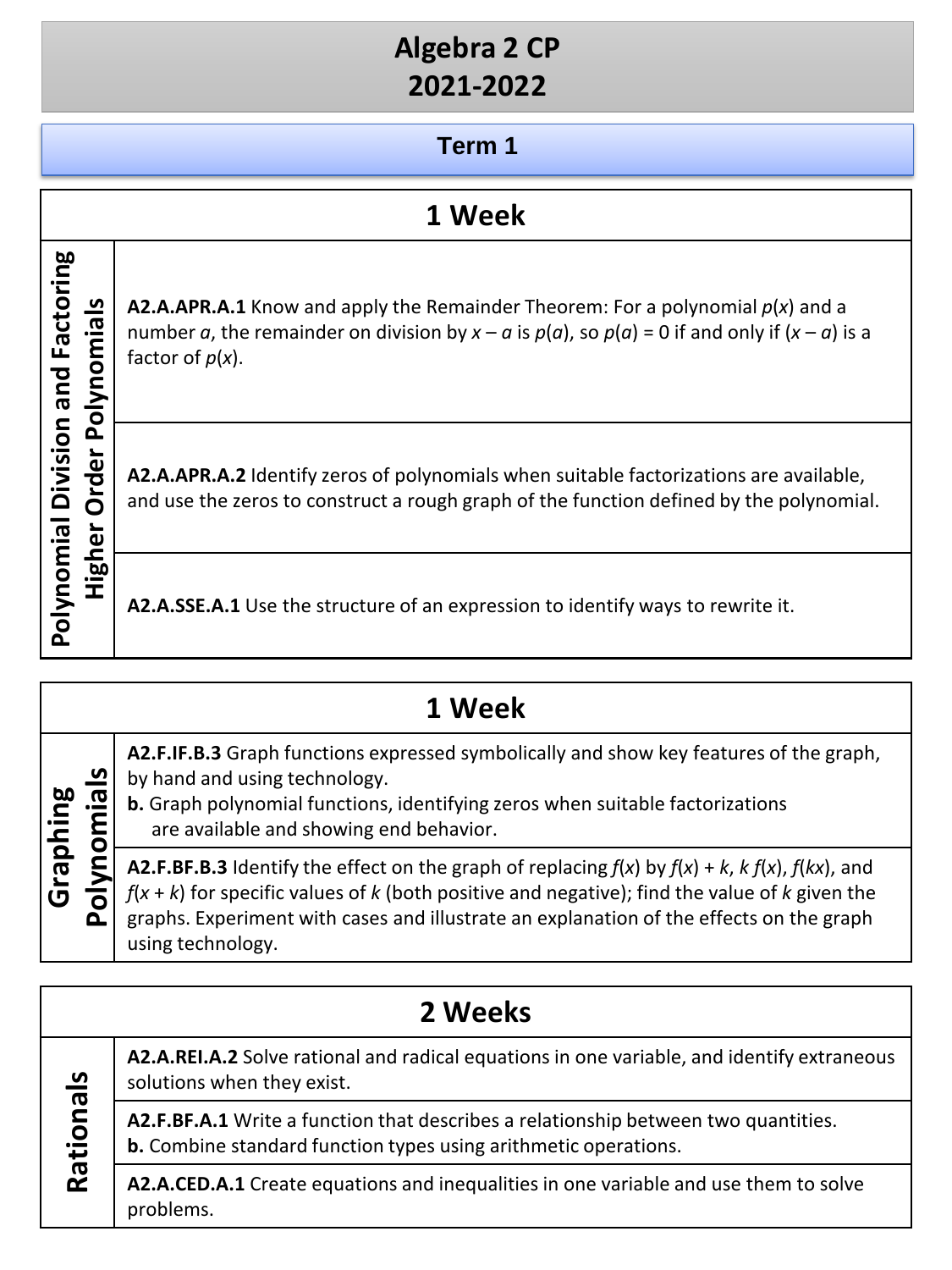# Algebra 2 CP
# 2021-2022

## Term 1

| 1 Week | |
|---|---|
| **Polynomial Division and Factoring Higher Order Polynomials** | **A2.A.APR.A.1** Know and apply the Remainder Theorem: For a polynomial $p(x)$ and a number $a$, the remainder on division by $x - a$ is $p(a)$, so $p(a) = 0$ if and only if $(x - a)$ is a factor of $p(x)$. |
| | **A2.A.APR.A.2** Identify zeros of polynomials when suitable factorizations are available, and use the zeros to construct a rough graph of the function defined by the polynomial. |
| | **A2.A.SSE.A.1** Use the structure of an expression to identify ways to rewrite it. |

| 1 Week | |
|---|---|
| **Graphing Polynomials** | **A2.F.IF.B.3** Graph functions expressed symbolically and show key features of the graph, by hand and using technology. **b.** Graph polynomial functions, identifying zeros when suitable factorizations are available and showing end behavior. |
| | **A2.F.BF.B.3** Identify the effect on the graph of replacing $f(x)$ by $f(x) + k$, $k\,f(x)$, $f(kx)$, and $f(x + k)$ for specific values of $k$ (both positive and negative); find the value of $k$ given the graphs. Experiment with cases and illustrate an explanation of the effects on the graph using technology. |

| 2 Weeks | |
|---|---|
| **Rationals** | **A2.A.REI.A.2** Solve rational and radical equations in one variable, and identify extraneous solutions when they exist. |
| | **A2.F.BF.A.1** Write a function that describes a relationship between two quantities. **b.** Combine standard function types using arithmetic operations. |
| | **A2.A.CED.A.1** Create equations and inequalities in one variable and use them to solve problems. |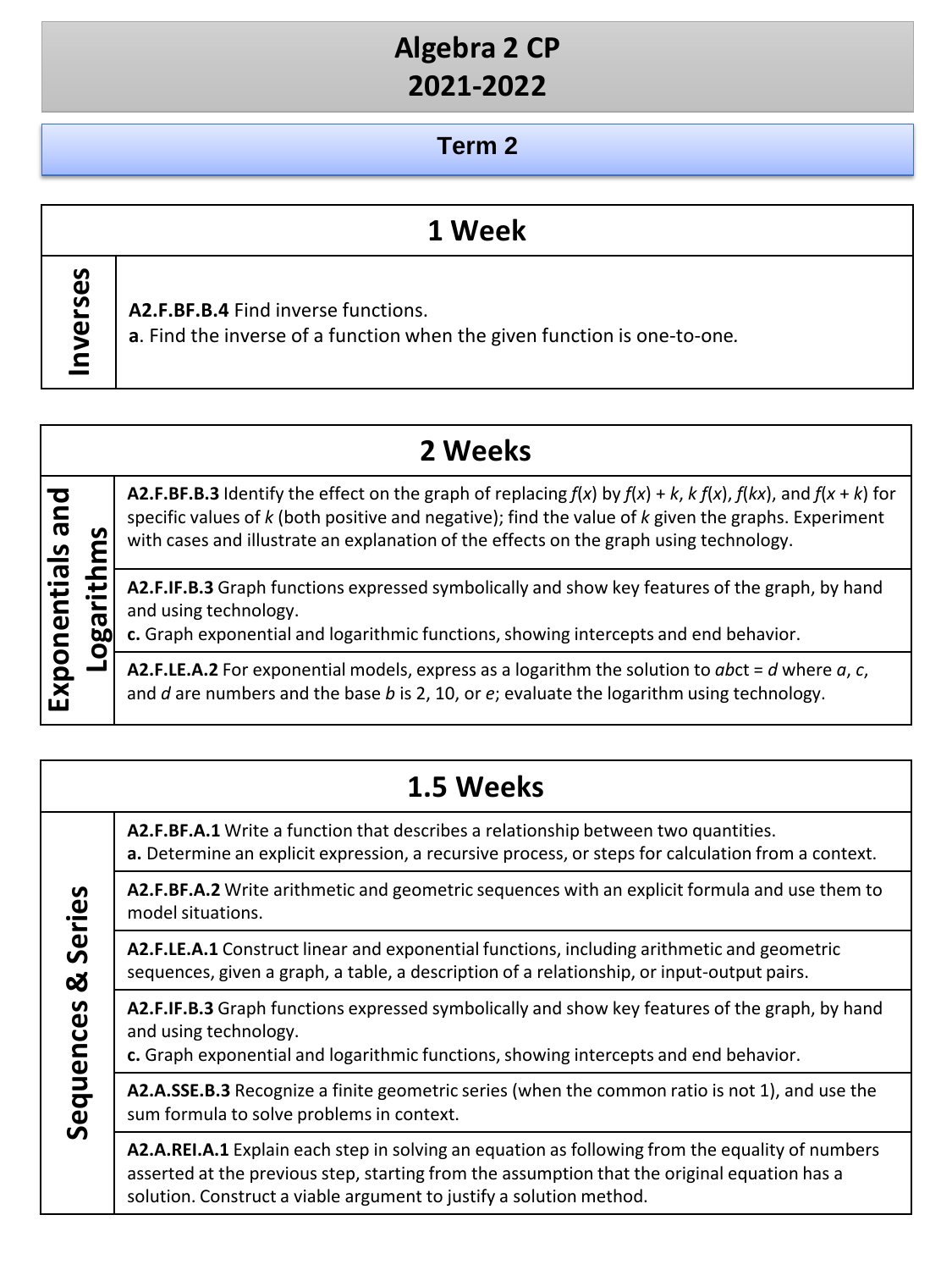# Algebra 2 CP
# 2021-2022

## Term 2

| 1 Week | |
|---|---|
| **Inverses** | **A2.F.BF.B.4** Find inverse functions.<br>**a**. Find the inverse of a function when the given function is one-to-one. |

| 2 Weeks | |
|---|---|
| **Exponentials and Logarithms** | **A2.F.BF.B.3** Identify the effect on the graph of replacing $f(x)$ by $f(x) + k$, $k\,f(x)$, $f(kx)$, and $f(x + k)$ for specific values of $k$ (both positive and negative); find the value of $k$ given the graphs. Experiment with cases and illustrate an explanation of the effects on the graph using technology. |
| | **A2.F.IF.B.3** Graph functions expressed symbolically and show key features of the graph, by hand and using technology.<br>**c.** Graph exponential and logarithmic functions, showing intercepts and end behavior. |
| | **A2.F.LE.A.2** For exponential models, express as a logarithm the solution to $ab^{ct} = d$ where $a$, $c$, and $d$ are numbers and the base $b$ is 2, 10, or $e$; evaluate the logarithm using technology. |

| 1.5 Weeks | |
|---|---|
| **Sequences & Series** | **A2.F.BF.A.1** Write a function that describes a relationship between two quantities.<br>**a.** Determine an explicit expression, a recursive process, or steps for calculation from a context. |
| | **A2.F.BF.A.2** Write arithmetic and geometric sequences with an explicit formula and use them to model situations. |
| | **A2.F.LE.A.1** Construct linear and exponential functions, including arithmetic and geometric sequences, given a graph, a table, a description of a relationship, or input-output pairs. |
| | **A2.F.IF.B.3** Graph functions expressed symbolically and show key features of the graph, by hand and using technology.<br>**c.** Graph exponential and logarithmic functions, showing intercepts and end behavior. |
| | **A2.A.SSE.B.3** Recognize a finite geometric series (when the common ratio is not 1), and use the sum formula to solve problems in context. |
| | **A2.A.REI.A.1** Explain each step in solving an equation as following from the equality of numbers asserted at the previous step, starting from the assumption that the original equation has a solution. Construct a viable argument to justify a solution method. |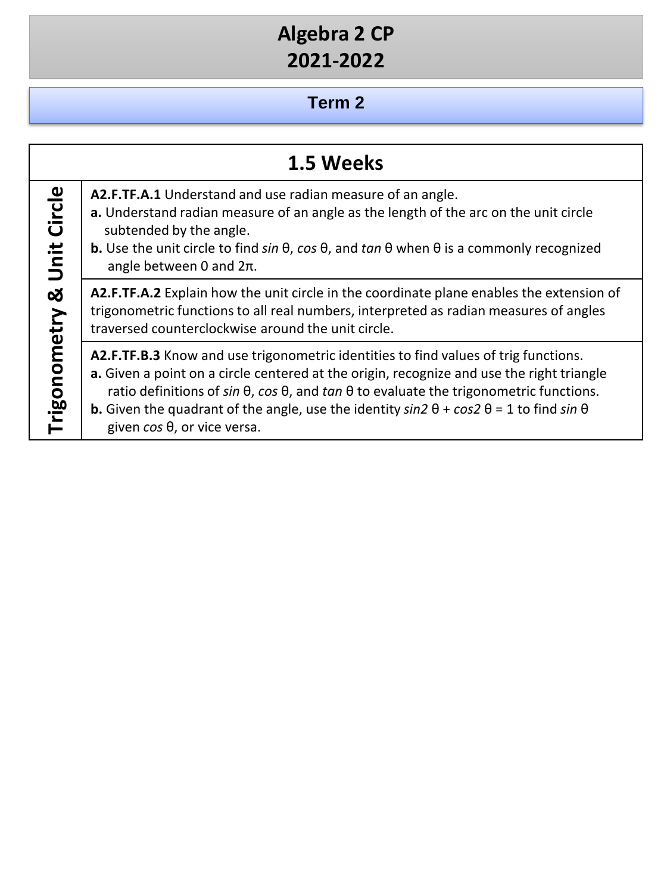# Algebra 2 CP
# 2021-2022

## Term 2

| 1.5 Weeks | |
|---|---|
| **Trigonometry & Unit Circle** | **A2.F.TF.A.1** Understand and use radian measure of an angle.<br>**a.** Understand radian measure of an angle as the length of the arc on the unit circle subtended by the angle.<br>**b.** Use the unit circle to find *sin* θ, *cos* θ, and *tan* θ when θ is a commonly recognized angle between 0 and 2π. |
| | **A2.F.TF.A.2** Explain how the unit circle in the coordinate plane enables the extension of trigonometric functions to all real numbers, interpreted as radian measures of angles traversed counterclockwise around the unit circle. |
| | **A2.F.TF.B.3** Know and use trigonometric identities to find values of trig functions.<br>**a.** Given a point on a circle centered at the origin, recognize and use the right triangle ratio definitions of *sin* θ, *cos* θ, and *tan* θ to evaluate the trigonometric functions.<br>**b.** Given the quadrant of the angle, use the identity *sin2* θ + *cos2* θ = 1 to find *sin* θ given *cos* θ, or vice versa. |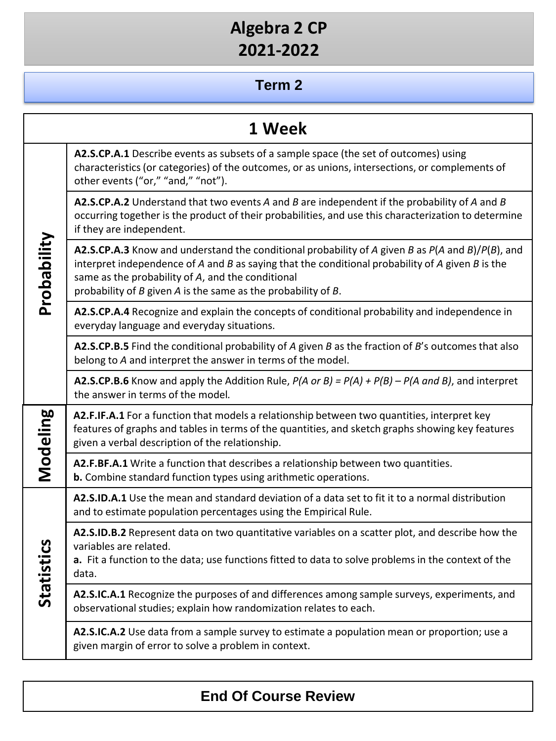# Algebra 2 CP
# 2021-2022

## Term 2

| 1 Week | |
|---|---|
| **Probability** | **A2.S.CP.A.1** Describe events as subsets of a sample space (the set of outcomes) using characteristics (or categories) of the outcomes, or as unions, intersections, or complements of other events (“or,” “and,” “not”). |
| | **A2.S.CP.A.2** Understand that two events *A* and *B* are independent if the probability of *A* and *B* occurring together is the product of their probabilities, and use this characterization to determine if they are independent. |
| | **A2.S.CP.A.3** Know and understand the conditional probability of *A* given *B* as *P*(*A* and *B*)/*P*(*B*), and interpret independence of *A* and *B* as saying that the conditional probability of *A* given *B* is the same as the probability of *A*, and the conditional probability of *B* given *A* is the same as the probability of *B*. |
| | **A2.S.CP.A.4** Recognize and explain the concepts of conditional probability and independence in everyday language and everyday situations. |
| | **A2.S.CP.B.5** Find the conditional probability of *A* given *B* as the fraction of *B*’s outcomes that also belong to *A* and interpret the answer in terms of the model. |
| | **A2.S.CP.B.6** Know and apply the Addition Rule, $P(A \text{ or } B) = P(A) + P(B) - P(A \text{ and } B)$, and interpret the answer in terms of the model. |
| **Modeling** | **A2.F.IF.A.1** For a function that models a relationship between two quantities, interpret key features of graphs and tables in terms of the quantities, and sketch graphs showing key features given a verbal description of the relationship. |
| | **A2.F.BF.A.1** Write a function that describes a relationship between two quantities. **b.** Combine standard function types using arithmetic operations. |
| **Statistics** | **A2.S.ID.A.1** Use the mean and standard deviation of a data set to fit it to a normal distribution and to estimate population percentages using the Empirical Rule. |
| | **A2.S.ID.B.2** Represent data on two quantitative variables on a scatter plot, and describe how the variables are related. **a.** Fit a function to the data; use functions fitted to data to solve problems in the context of the data. |
| | **A2.S.IC.A.1** Recognize the purposes of and differences among sample surveys, experiments, and observational studies; explain how randomization relates to each. |
| | **A2.S.IC.A.2** Use data from a sample survey to estimate a population mean or proportion; use a given margin of error to solve a problem in context. |

## End Of Course Review